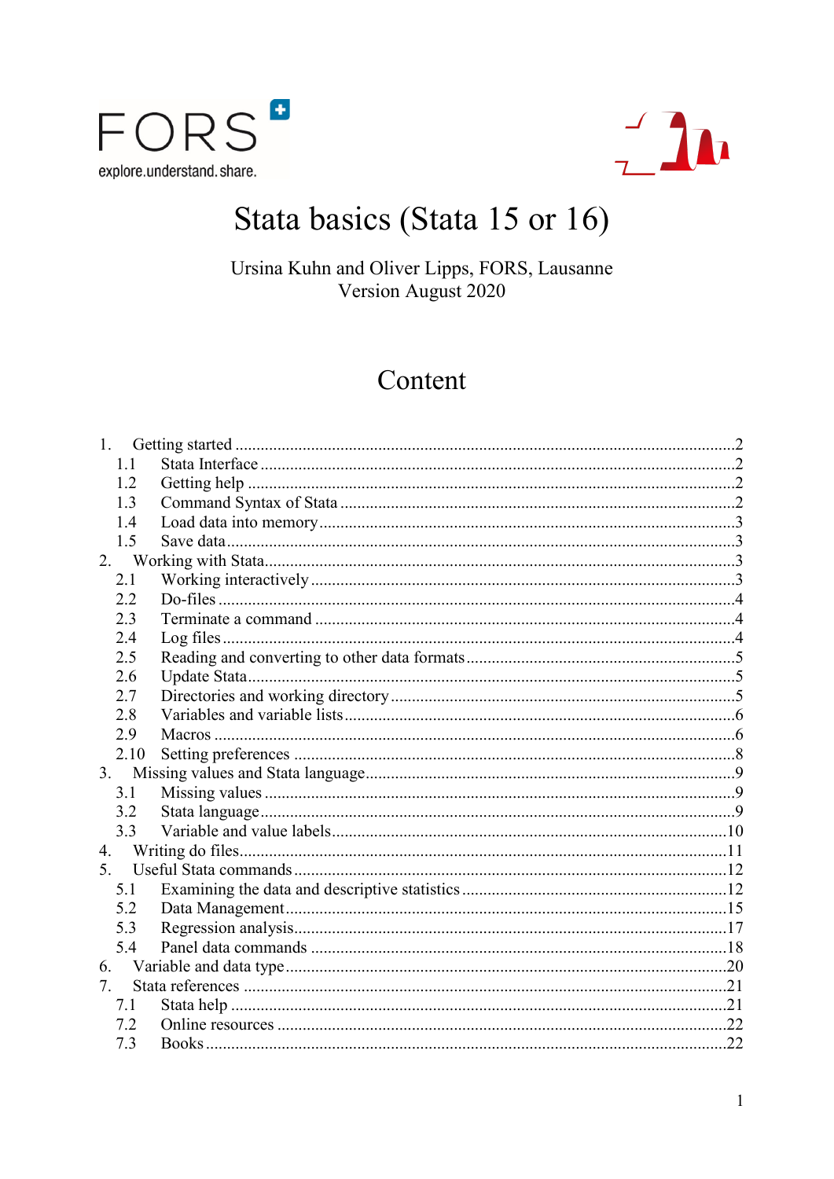FORS

explore.understand.share.

# Stata basics (Stata 15 or 16)

Ursina Kuhn and Oliver Lipps, FORS, Lausanne
Version August 2020

## Content

1. Getting started ....................................................................................................2
   - 1.1 Stata Interface ...............................................................................................2
   - 1.2 Getting help ..................................................................................................2
   - 1.3 Command Syntax of Stata .............................................................................2
   - 1.4 Load data into memory..................................................................................3
   - 1.5 Save data.......................................................................................................3
2. Working with Stata..............................................................................................3
   - 2.1 Working interactively....................................................................................3
   - 2.2 Do-files .........................................................................................................4
   - 2.3 Terminate a command ..................................................................................4
   - 2.4 Log files........................................................................................................4
   - 2.5 Reading and converting to other data formats...............................................5
   - 2.6 Update Stata..................................................................................................5
   - 2.7 Directories and working directory.................................................................5
   - 2.8 Variables and variable lists............................................................................6
   - 2.9 Macros ..........................................................................................................6
   - 2.10 Setting preferences ......................................................................................8
3. Missing values and Stata language......................................................................9
   - 3.1 Missing values ..............................................................................................9
   - 3.2 Stata language...............................................................................................9
   - 3.3 Variable and value labels.............................................................................10
4. Writing do files..................................................................................................11
5. Useful Stata commands.....................................................................................12
   - 5.1 Examining the data and descriptive statistics ..............................................12
   - 5.2 Data Management........................................................................................15
   - 5.3 Regression analysis......................................................................................17
   - 5.4 Panel data commands ..................................................................................18
6. Variable and data type.......................................................................................20
7. Stata references .................................................................................................21
   - 7.1 Stata help ....................................................................................................21
   - 7.2 Online resources .........................................................................................22
   - 7.3 Books..........................................................................................................22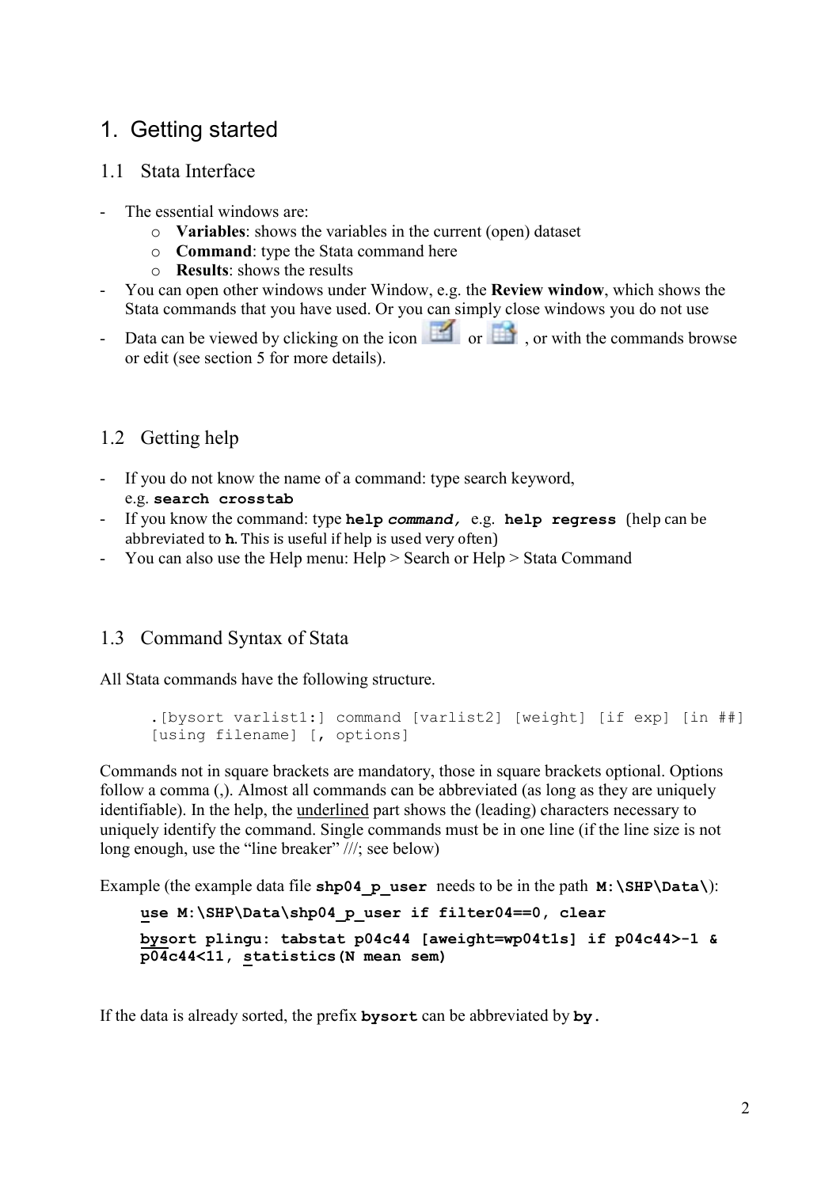# 1. Getting started

## 1.1 Stata Interface

- The essential windows are:
    - **Variables**: shows the variables in the current (open) dataset
    - **Command**: type the Stata command here
    - **Results**: shows the results
- You can open other windows under Window, e.g. the **Review window**, which shows the Stata commands that you have used. Or you can simply close windows you do not use
- Data can be viewed by clicking on the icon or , or with the commands browse or edit (see section 5 for more details).

## 1.2 Getting help

- If you do not know the name of a command: type search keyword, e.g. **search crosstab**
- If you know the command: type **help *command,*** e.g. **help regress** (help can be abbreviated to **h**. This is useful if help is used very often)
- You can also use the Help menu: Help > Search or Help > Stata Command

## 1.3 Command Syntax of Stata

All Stata commands have the following structure.

```
.[bysort varlist1:] command [varlist2] [weight] [if exp] [in ##]
[using filename] [, options]
```

Commands not in square brackets are mandatory, those in square brackets optional. Options follow a comma (,). Almost all commands can be abbreviated (as long as they are uniquely identifiable). In the help, the underlined part shows the (leading) characters necessary to uniquely identify the command. Single commands must be in one line (if the line size is not long enough, use the "line breaker" ///; see below)

Example (the example data file **shp04_p_user** needs to be in the path **M:\SHP\Data\**):

```
use M:\SHP\Data\shp04_p_user if filter04==0, clear
bysort plingu: tabstat p04c44 [aweight=wp04t1s] if p04c44>-1 &
p04c44<11, statistics(N mean sem)
```

If the data is already sorted, the prefix **bysort** can be abbreviated by **by.**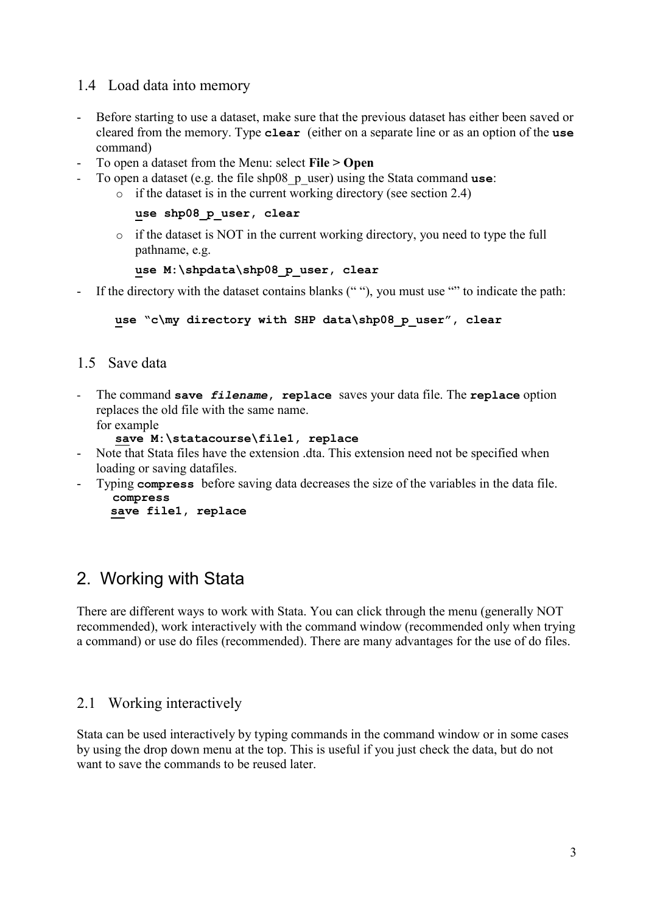## 1.4 Load data into memory

- Before starting to use a dataset, make sure that the previous dataset has either been saved or cleared from the memory. Type **`clear`** (either on a separate line or as an option of the **`use`** command)
- To open a dataset from the Menu: select **File > Open**
- To open a dataset (e.g. the file shp08_p_user) using the Stata command **`use`**:
  - if the dataset is in the current working directory (see section 2.4)

    ```
    use shp08_p_user, clear
    ```

  - if the dataset is NOT in the current working directory, you need to type the full pathname, e.g.

    ```
    use M:\shpdata\shp08_p_user, clear
    ```

- If the directory with the dataset contains blanks (" "), you must use "" to indicate the path:

```
use "c\my directory with SHP data\shp08_p_user", clear
```

## 1.5 Save data

- The command **`save filename, replace`** saves your data file. The **`replace`** option replaces the old file with the same name.
  for example

  ```
  save M:\statacourse\file1, replace
  ```

- Note that Stata files have the extension .dta. This extension need not be specified when loading or saving datafiles.
- Typing **`compress`** before saving data decreases the size of the variables in the data file.

  ```
  compress
  save file1, replace
  ```

# 2. Working with Stata

There are different ways to work with Stata. You can click through the menu (generally NOT recommended), work interactively with the command window (recommended only when trying a command) or use do files (recommended). There are many advantages for the use of do files.

## 2.1 Working interactively

Stata can be used interactively by typing commands in the command window or in some cases by using the drop down menu at the top. This is useful if you just check the data, but do not want to save the commands to be reused later.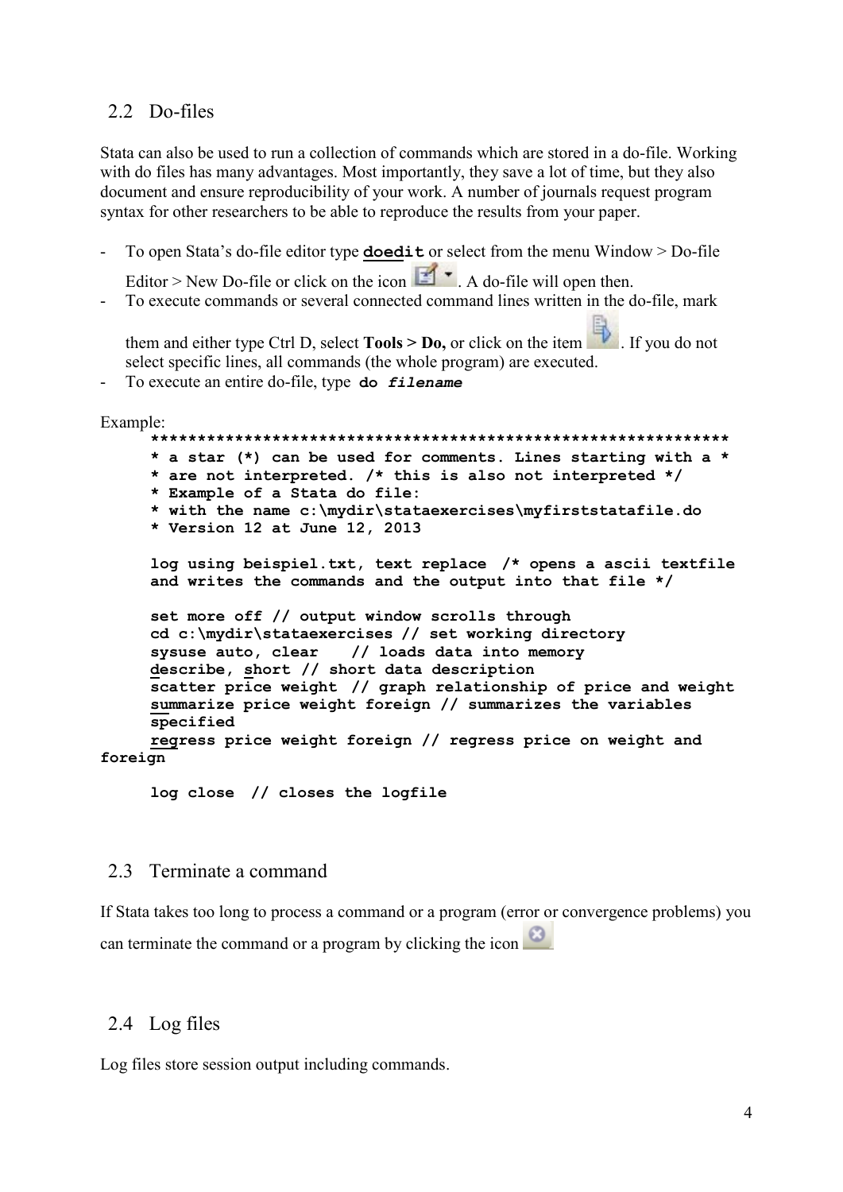## 2.2 Do-files

Stata can also be used to run a collection of commands which are stored in a do-file. Working with do files has many advantages. Most importantly, they save a lot of time, but they also document and ensure reproducibility of your work. A number of journals request program syntax for other researchers to be able to reproduce the results from your paper.

- To open Stata's do-file editor type **doedit** or select from the menu Window > Do-file Editor > New Do-file or click on the icon. A do-file will open then.
- To execute commands or several connected command lines written in the do-file, mark them and either type Ctrl D, select **Tools > Do,** or click on the item. If you do not select specific lines, all commands (the whole program) are executed.
- To execute an entire do-file, type **do** ***filename***

Example:

```
*************************************************************
* a star (*) can be used for comments. Lines starting with a *
* are not interpreted. /* this is also not interpreted */
* Example of a Stata do file:
* with the name c:\mydir\stataexercises\myfirststatafile.do
* Version 12 at June 12, 2013

log using beispiel.txt, text replace  /* opens a ascii textfile
and writes the commands and the output into that file */

set more off // output window scrolls through
cd c:\mydir\stataexercises // set working directory
sysuse auto, clear    // loads data into memory
describe, short // short data description
scatter price weight  // graph relationship of price and weight
summarize price weight foreign // summarizes the variables
specified
regress price weight foreign // regress price on weight and
foreign

log close  // closes the logfile
```

## 2.3 Terminate a command

If Stata takes too long to process a command or a program (error or convergence problems) you can terminate the command or a program by clicking the icon

## 2.4 Log files

Log files store session output including commands.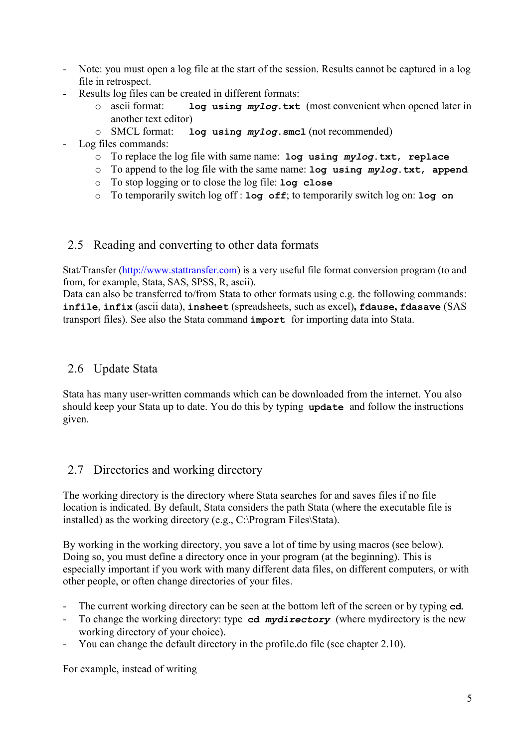- Note: you must open a log file at the start of the session. Results cannot be captured in a log file in retrospect.
- Results log files can be created in different formats:
  - ascii format: **log using *mylog*.txt** (most convenient when opened later in another text editor)
  - SMCL format: **log using *mylog*.smcl** (not recommended)
- Log files commands:
  - To replace the log file with same name: **log using *mylog*.txt, replace**
  - To append to the log file with the same name: **log using *mylog*.txt, append**
  - To stop logging or to close the log file: **log close**
  - To temporarily switch log off : **log off**; to temporarily switch log on: **log on**

## 2.5 Reading and converting to other data formats

Stat/Transfer (http://www.stattransfer.com) is a very useful file format conversion program (to and from, for example, Stata, SAS, SPSS, R, ascii).
Data can also be transferred to/from Stata to other formats using e.g. the following commands: **infile**, **infix** (ascii data), **insheet** (spreadsheets, such as excel)**, fdause, fdasave** (SAS transport files). See also the Stata command **import** for importing data into Stata.

## 2.6 Update Stata

Stata has many user-written commands which can be downloaded from the internet. You also should keep your Stata up to date. You do this by typing **update** and follow the instructions given.

## 2.7 Directories and working directory

The working directory is the directory where Stata searches for and saves files if no file location is indicated. By default, Stata considers the path Stata (where the executable file is installed) as the working directory (e.g., C:\Program Files\Stata).

By working in the working directory, you save a lot of time by using macros (see below). Doing so, you must define a directory once in your program (at the beginning). This is especially important if you work with many different data files, on different computers, or with other people, or often change directories of your files.

- The current working directory can be seen at the bottom left of the screen or by typing **cd**.
- To change the working directory: type **cd *mydirectory*** (where mydirectory is the new working directory of your choice).
- You can change the default directory in the profile.do file (see chapter 2.10).

For example, instead of writing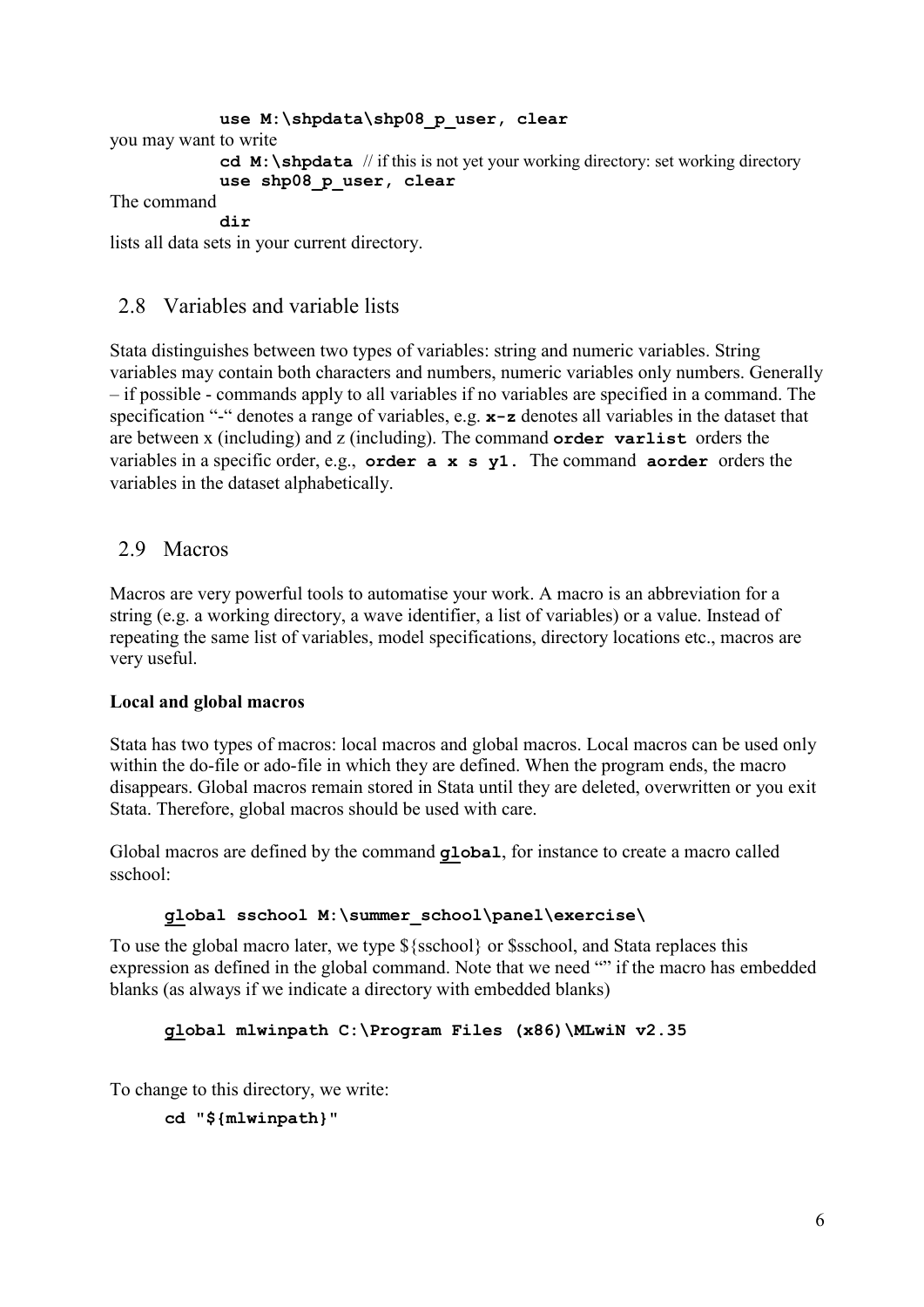```
use M:\shpdata\shp08_p_user, clear
```

you may want to write

```
cd M:\shpdata // if this is not yet your working directory: set working directory
use shp08_p_user, clear
```

The command

```
dir
```

lists all data sets in your current directory.

## 2.8 Variables and variable lists

Stata distinguishes between two types of variables: string and numeric variables. String variables may contain both characters and numbers, numeric variables only numbers. Generally – if possible - commands apply to all variables if no variables are specified in a command. The specification "-" denotes a range of variables, e.g. **x-z** denotes all variables in the dataset that are between x (including) and z (including). The command **order varlist** orders the variables in a specific order, e.g., **order a x s y1.** The command **aorder** orders the variables in the dataset alphabetically.

## 2.9 Macros

Macros are very powerful tools to automatise your work. A macro is an abbreviation for a string (e.g. a working directory, a wave identifier, a list of variables) or a value. Instead of repeating the same list of variables, model specifications, directory locations etc., macros are very useful.

**Local and global macros**

Stata has two types of macros: local macros and global macros. Local macros can be used only within the do-file or ado-file in which they are defined. When the program ends, the macro disappears. Global macros remain stored in Stata until they are deleted, overwritten or you exit Stata. Therefore, global macros should be used with care.

Global macros are defined by the command **global**, for instance to create a macro called sschool:

```
global sschool M:\summer_school\panel\exercise\
```

To use the global macro later, we type ${sschool} or $sschool, and Stata replaces this expression as defined in the global command. Note that we need "" if the macro has embedded blanks (as always if we indicate a directory with embedded blanks)

```
global mlwinpath C:\Program Files (x86)\MLwiN v2.35
```

To change to this directory, we write:

```
cd "${mlwinpath}"
```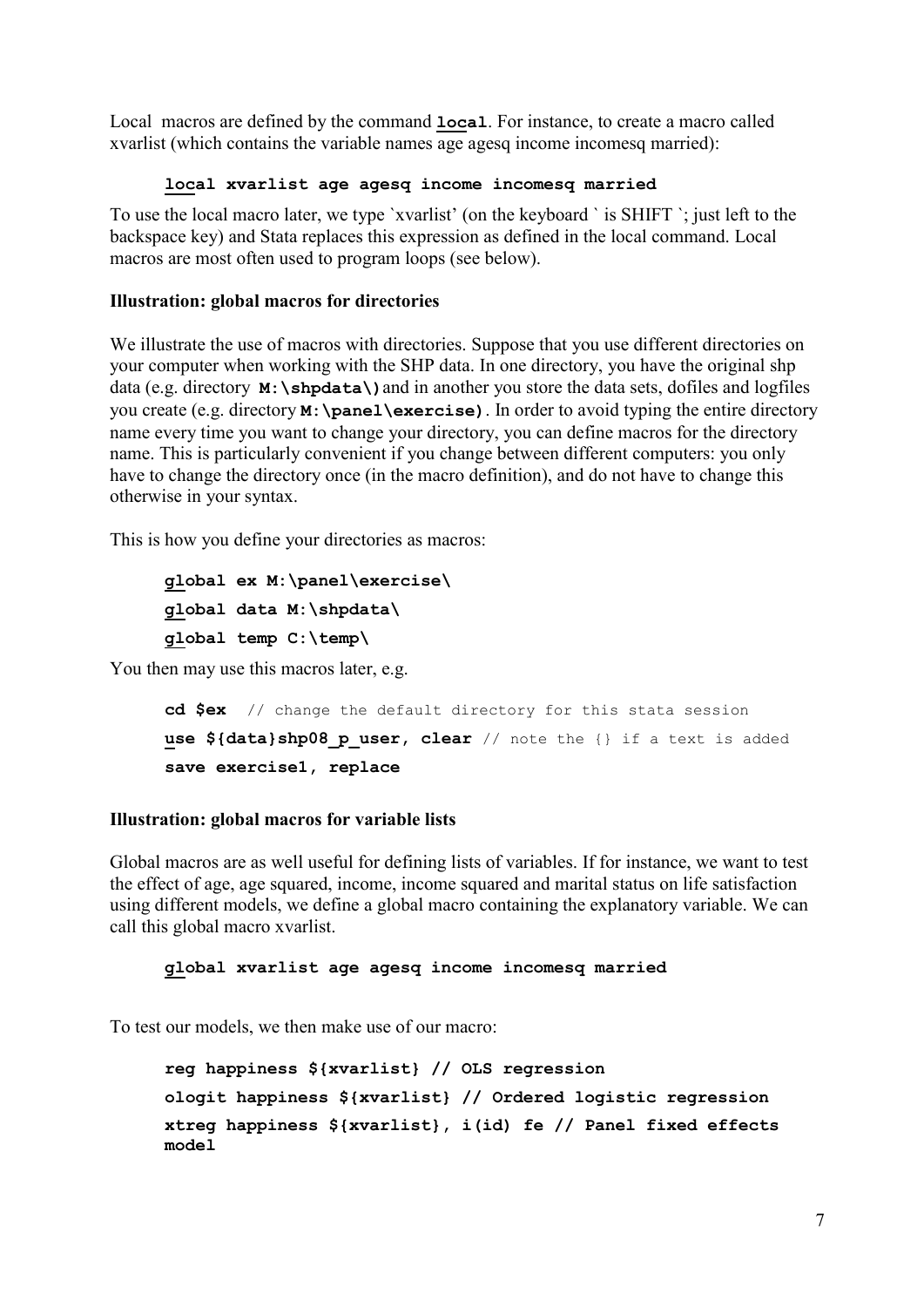Local macros are defined by the command **local**. For instance, to create a macro called xvarlist (which contains the variable names age agesq income incomesq married):

```
local xvarlist age agesq income incomesq married
```

To use the local macro later, we type `xvarlist' (on the keyboard ` is SHIFT `; just left to the backspace key) and Stata replaces this expression as defined in the local command. Local macros are most often used to program loops (see below).

**Illustration: global macros for directories**

We illustrate the use of macros with directories. Suppose that you use different directories on your computer when working with the SHP data. In one directory, you have the original shp data (e.g. directory **M:\shpdata\)** and in another you store the data sets, dofiles and logfiles you create (e.g. directory **M:\panel\exercise)**. In order to avoid typing the entire directory name every time you want to change your directory, you can define macros for the directory name. This is particularly convenient if you change between different computers: you only have to change the directory once (in the macro definition), and do not have to change this otherwise in your syntax.

This is how you define your directories as macros:

```
global ex M:\panel\exercise\
global data M:\shpdata\
global temp C:\temp\
```

You then may use this macros later, e.g.

```
cd $ex  // change the default directory for this stata session
use ${data}shp08_p_user, clear // note the {} if a text is added
save exercise1, replace
```

**Illustration: global macros for variable lists**

Global macros are as well useful for defining lists of variables. If for instance, we want to test the effect of age, age squared, income, income squared and marital status on life satisfaction using different models, we define a global macro containing the explanatory variable. We can call this global macro xvarlist.

```
global xvarlist age agesq income incomesq married
```

To test our models, we then make use of our macro:

```
reg happiness ${xvarlist} // OLS regression
ologit happiness ${xvarlist} // Ordered logistic regression
xtreg happiness ${xvarlist}, i(id) fe // Panel fixed effects model
```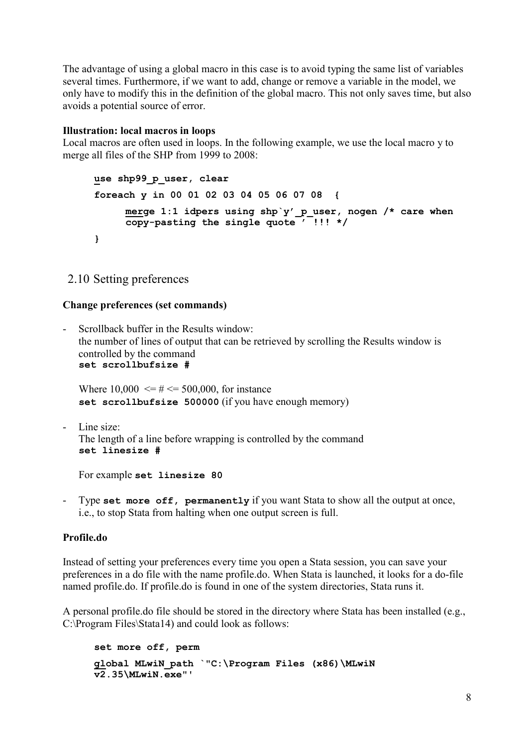The advantage of using a global macro in this case is to avoid typing the same list of variables several times. Furthermore, if we want to add, change or remove a variable in the model, we only have to modify this in the definition of the global macro. This not only saves time, but also avoids a potential source of error.

**Illustration: local macros in loops**

Local macros are often used in loops. In the following example, we use the local macro y to merge all files of the SHP from 1999 to 2008:

```
use shp99_p_user, clear
foreach y in 00 01 02 03 04 05 06 07 08  {
     merge 1:1 idpers using shp`y'_p_user, nogen /* care when
     copy-pasting the single quote ' !!! */
}
```

## 2.10 Setting preferences

**Change preferences (set commands)**

- Scrollback buffer in the Results window:
  the number of lines of output that can be retrieved by scrolling the Results window is controlled by the command
  **`set scrollbufsize #`**

  Where 10,000 <= # <= 500,000, for instance
  **`set scrollbufsize 500000`** (if you have enough memory)

- Line size:
  The length of a line before wrapping is controlled by the command
  **`set linesize #`**

  For example **`set linesize 80`**

- Type **`set more off, permanently`** if you want Stata to show all the output at once, i.e., to stop Stata from halting when one output screen is full.

**Profile.do**

Instead of setting your preferences every time you open a Stata session, you can save your preferences in a do file with the name profile.do. When Stata is launched, it looks for a do-file named profile.do. If profile.do is found in one of the system directories, Stata runs it.

A personal profile.do file should be stored in the directory where Stata has been installed (e.g., C:\Program Files\Stata14) and could look as follows:

```
set more off, perm
global MLwiN_path `"C:\Program Files (x86)\MLwiN
v2.35\MLwiN.exe"'
```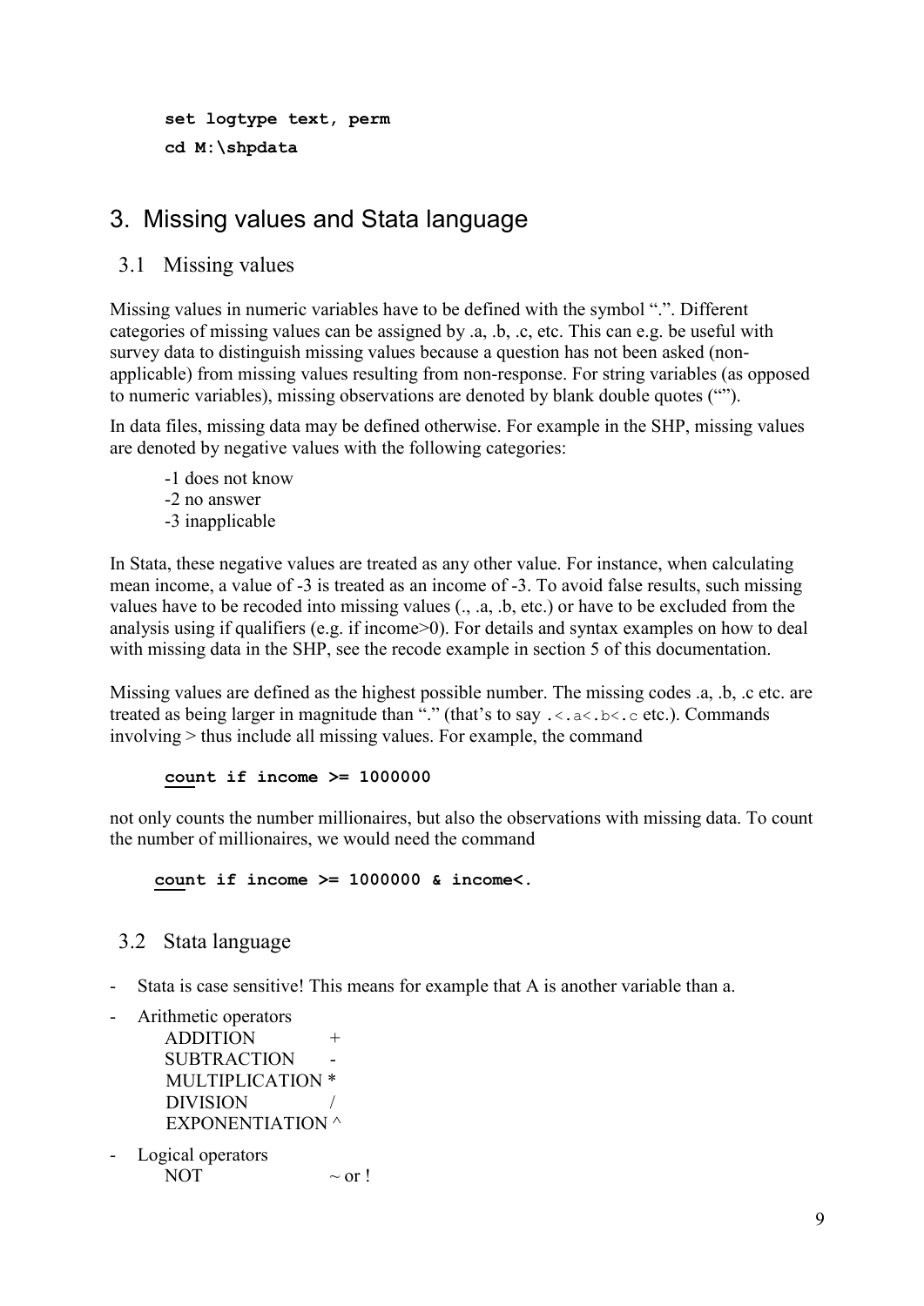```
set logtype text, perm
cd M:\shpdata
```

# 3. Missing values and Stata language

## 3.1 Missing values

Missing values in numeric variables have to be defined with the symbol ".". Different categories of missing values can be assigned by .a, .b, .c, etc. This can e.g. be useful with survey data to distinguish missing values because a question has not been asked (non-applicable) from missing values resulting from non-response. For string variables (as opposed to numeric variables), missing observations are denoted by blank double quotes ("").

In data files, missing data may be defined otherwise. For example in the SHP, missing values are denoted by negative values with the following categories:

-1 does not know
-2 no answer
-3 inapplicable

In Stata, these negative values are treated as any other value. For instance, when calculating mean income, a value of -3 is treated as an income of -3. To avoid false results, such missing values have to be recoded into missing values (., .a, .b, etc.) or have to be excluded from the analysis using if qualifiers (e.g. if income>0). For details and syntax examples on how to deal with missing data in the SHP, see the recode example in section 5 of this documentation.

Missing values are defined as the highest possible number. The missing codes .a, .b, .c etc. are treated as being larger in magnitude than "." (that's to say `.<.a<.b<.c` etc.). Commands involving > thus include all missing values. For example, the command

```
count if income >= 1000000
```

not only counts the number millionaires, but also the observations with missing data. To count the number of millionaires, we would need the command

```
count if income >= 1000000 & income<.
```

## 3.2 Stata language

- Stata is case sensitive! This means for example that A is another variable than a.
- Arithmetic operators
  - ADDITION +
  - SUBTRACTION -
  - MULTIPLICATION *
  - DIVISION /
  - EXPONENTIATION ^
- Logical operators
  - NOT ~ or !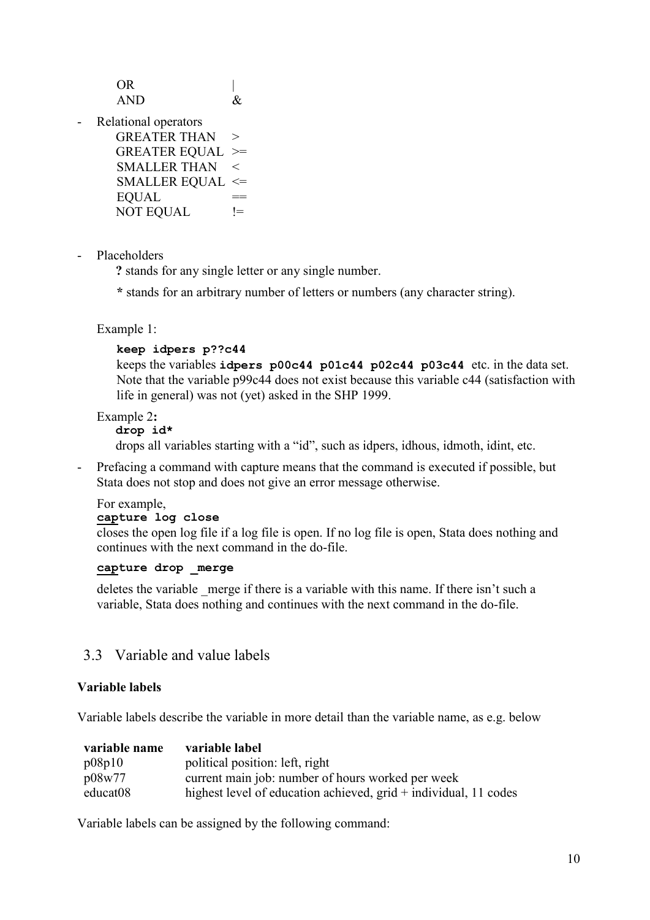OR |
AND &

- Relational operators

  GREATER THAN >
  GREATER EQUAL >=
  SMALLER THAN <
  SMALLER EQUAL <=
  EQUAL ==
  NOT EQUAL !=

- Placeholders

  **?** stands for any single letter or any single number.

  **\*** stands for an arbitrary number of letters or numbers (any character string).

  Example 1:

  ```
  keep idpers p??c44
  ```

  keeps the variables **idpers p00c44 p01c44 p02c44 p03c44** etc. in the data set. Note that the variable p99c44 does not exist because this variable c44 (satisfaction with life in general) was not (yet) asked in the SHP 1999.

  Example 2**:**

  ```
  drop id*
  ```

  drops all variables starting with a "id", such as idpers, idhous, idmoth, idint, etc.

- Prefacing a command with capture means that the command is executed if possible, but Stata does not stop and does not give an error message otherwise.

  For example,

  ```
  capture log close
  ```

  closes the open log file if a log file is open. If no log file is open, Stata does nothing and continues with the next command in the do-file.

  ```
  capture drop _merge
  ```

  deletes the variable _merge if there is a variable with this name. If there isn't such a variable, Stata does nothing and continues with the next command in the do-file.

## 3.3 Variable and value labels

**Variable labels**

Variable labels describe the variable in more detail than the variable name, as e.g. below

| variable name | variable label |
|---|---|
| p08p10 | political position: left, right |
| p08w77 | current main job: number of hours worked per week |
| educat08 | highest level of education achieved, grid + individual, 11 codes |

Variable labels can be assigned by the following command: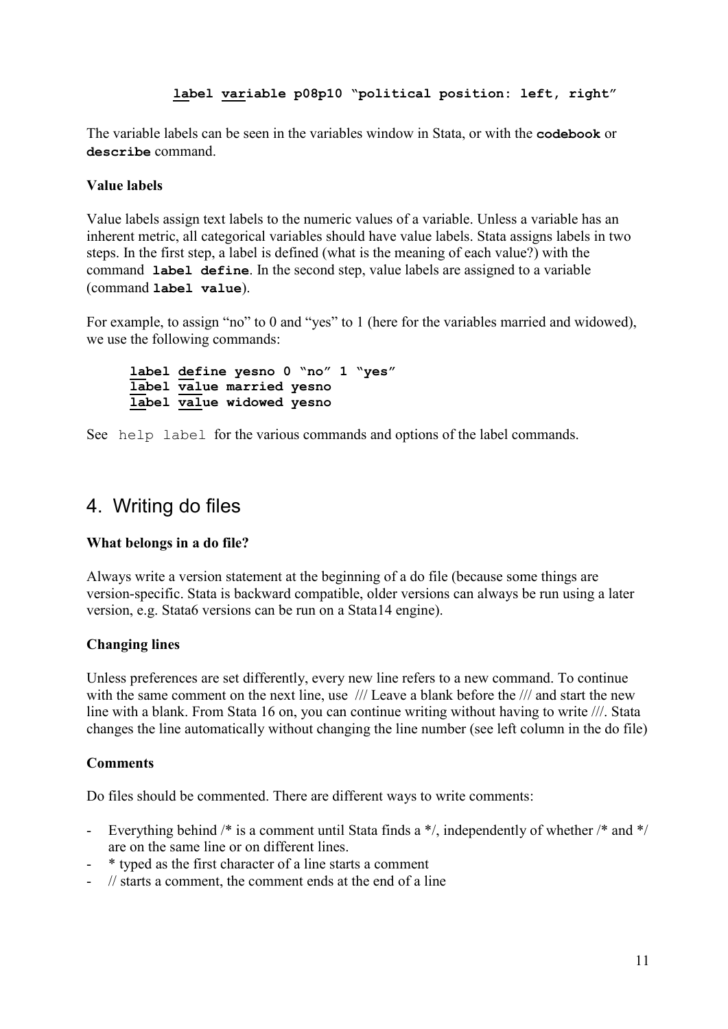```
label variable p08p10 "political position: left, right"
```

The variable labels can be seen in the variables window in Stata, or with the **codebook** or **describe** command.

**Value labels**

Value labels assign text labels to the numeric values of a variable. Unless a variable has an inherent metric, all categorical variables should have value labels. Stata assigns labels in two steps. In the first step, a label is defined (what is the meaning of each value?) with the command **label define**. In the second step, value labels are assigned to a variable (command **label value**).

For example, to assign "no" to 0 and "yes" to 1 (here for the variables married and widowed), we use the following commands:

```
label define yesno 0 "no" 1 "yes"
label value married yesno
label value widowed yesno
```

See `help label` for the various commands and options of the label commands.

## 4. Writing do files

**What belongs in a do file?**

Always write a version statement at the beginning of a do file (because some things are version-specific. Stata is backward compatible, older versions can always be run using a later version, e.g. Stata6 versions can be run on a Stata14 engine).

**Changing lines**

Unless preferences are set differently, every new line refers to a new command. To continue with the same comment on the next line, use /// Leave a blank before the /// and start the new line with a blank. From Stata 16 on, you can continue writing without having to write ///. Stata changes the line automatically without changing the line number (see left column in the do file)

**Comments**

Do files should be commented. There are different ways to write comments:

- Everything behind /* is a comment until Stata finds a */, independently of whether /* and */ are on the same line or on different lines.
- * typed as the first character of a line starts a comment
- // starts a comment, the comment ends at the end of a line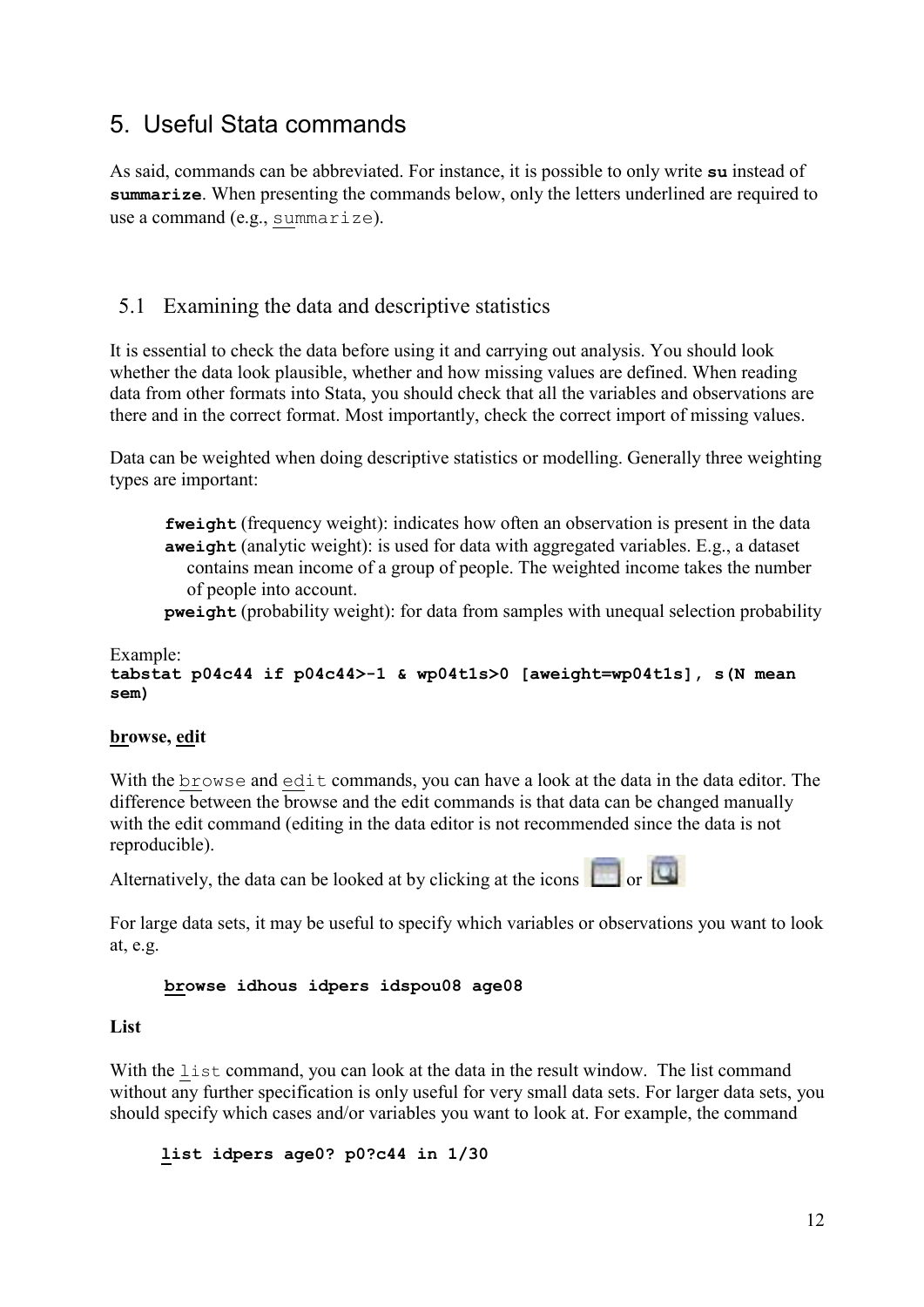# 5. Useful Stata commands

As said, commands can be abbreviated. For instance, it is possible to only write **su** instead of **summarize**. When presenting the commands below, only the letters underlined are required to use a command (e.g., <u>su</u>mmarize).

## 5.1 Examining the data and descriptive statistics

It is essential to check the data before using it and carrying out analysis. You should look whether the data look plausible, whether and how missing values are defined. When reading data from other formats into Stata, you should check that all the variables and observations are there and in the correct format. Most importantly, check the correct import of missing values.

Data can be weighted when doing descriptive statistics or modelling. Generally three weighting types are important:

- **fweight** (frequency weight): indicates how often an observation is present in the data
- **aweight** (analytic weight): is used for data with aggregated variables. E.g., a dataset contains mean income of a group of people. The weighted income takes the number of people into account.
- **pweight** (probability weight): for data from samples with unequal selection probability

Example:

```
tabstat p04c44 if p04c44>-1 & wp04t1s>0 [aweight=wp04t1s], s(N mean sem)
```

**<u>br</u>owse, <u>edi</u>t**

With the <u>br</u>owse and <u>edi</u>t commands, you can have a look at the data in the data editor. The difference between the browse and the edit commands is that data can be changed manually with the edit command (editing in the data editor is not recommended since the data is not reproducible).

Alternatively, the data can be looked at by clicking at the icons or

For large data sets, it may be useful to specify which variables or observations you want to look at, e.g.

```
browse idhous idpers idspou08 age08
```

**List**

With the <u>l</u>ist command, you can look at the data in the result window. The list command without any further specification is only useful for very small data sets. For larger data sets, you should specify which cases and/or variables you want to look at. For example, the command

```
list idpers age0? p0?c44 in 1/30
```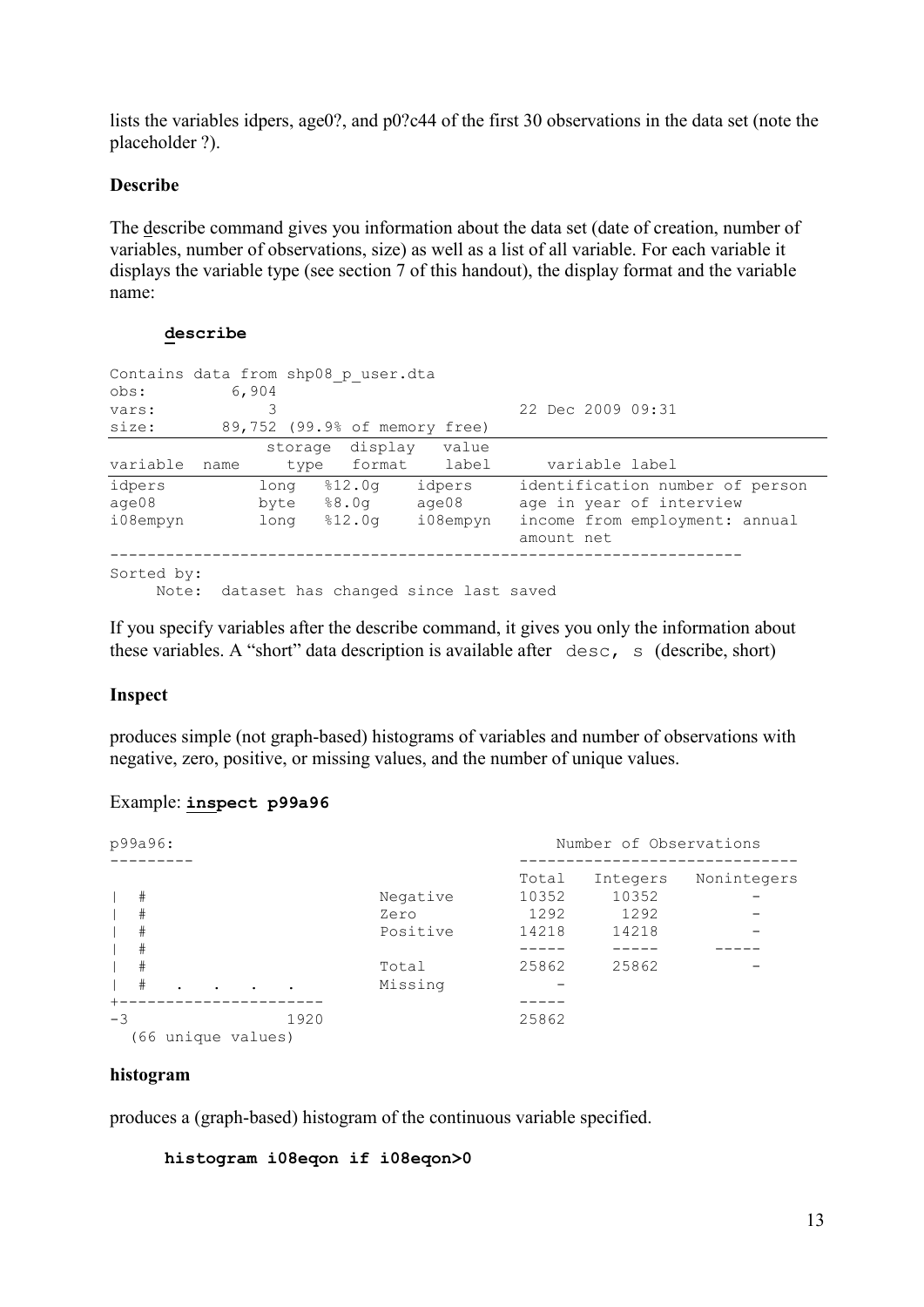lists the variables idpers, age0?, and p0?c44 of the first 30 observations in the data set (note the placeholder ?).

**Describe**

The describe command gives you information about the data set (date of creation, number of variables, number of observations, size) as well as a list of all variable. For each variable it displays the variable type (see section 7 of this handout), the display format and the variable name:

**describe**

```
Contains data from shp08_p_user.dta
obs:           6,904
vars:              3                          22 Dec 2009 09:31
size:         89,752 (99.9% of memory free)
-------------------------------------------------------------------------------
              storage  display     value
variable name   type   format      label      variable label
-------------------------------------------------------------------------------
idpers          long   %12.0g      idpers     identification number of person
age08           byte   %8.0g       age08      age in year of interview
i08empyn        long   %12.0g      i08empyn   income from employment: annual
                                                amount net
-------------------------------------------------------------------------------
Sorted by:
     Note:  dataset has changed since last saved
```

If you specify variables after the describe command, it gives you only the information about these variables. A "short" data description is available after `desc, s` (describe, short)

**Inspect**

produces simple (not graph-based) histograms of variables and number of observations with negative, zero, positive, or missing values, and the number of unique values.

Example: **inspect p99a96**

```
p99a96:                                     Number of Observations
---------                            ------------------------------
                                     Total    Integers   Nonintegers
|  #                      Negative   10352      10352             -
|  #                      Zero        1292       1292             -
|  #                      Positive   14218      14218             -
|  #                                 -----      -----         -----
|  #                      Total      25862      25862             -
|  #   .   .   .   .      Missing        -
+----------------------              -----
-3                  1920             25862
  (66 unique values)
```

**histogram**

produces a (graph-based) histogram of the continuous variable specified.

```
histogram i08eqon if i08eqon>0
```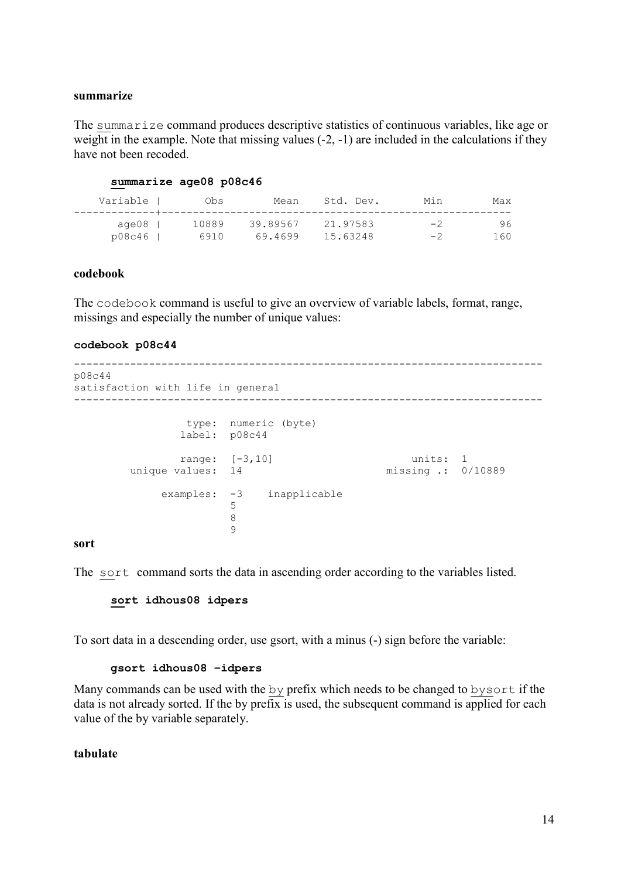**summarize**

The summarize command produces descriptive statistics of continuous variables, like age or weight in the example. Note that missing values (-2, -1) are included in the calculations if they have not been recoded.

**summarize age08 p08c46**

```
    Variable |       Obs        Mean    Std. Dev.       Min        Max
-------------+--------------------------------------------------------
       age08 |     10889    39.89567    21.97583         -2         96
      p08c46 |      6910     69.4699    15.63248         -2        160
```

**codebook**

The codebook command is useful to give an overview of variable labels, format, range, missings and especially the number of unique values:

**codebook p08c44**

```
---------------------------------------------------------------------------
p08c44
satisfaction with life in general
---------------------------------------------------------------------------

                type:  numeric (byte)
               label:  p08c44

               range:  [-3,10]                      units:  1
       unique values:  14                       missing .:  0/10889

            examples:  -3    inapplicable
                       5
                       8
                       9
```

**sort**

The sort command sorts the data in ascending order according to the variables listed.

**sort idhous08 idpers**

To sort data in a descending order, use gsort, with a minus (-) sign before the variable:

**gsort idhous08 –idpers**

Many commands can be used with the by prefix which needs to be changed to bysort if the data is not already sorted. If the by prefix is used, the subsequent command is applied for each value of the by variable separately.

**tabulate**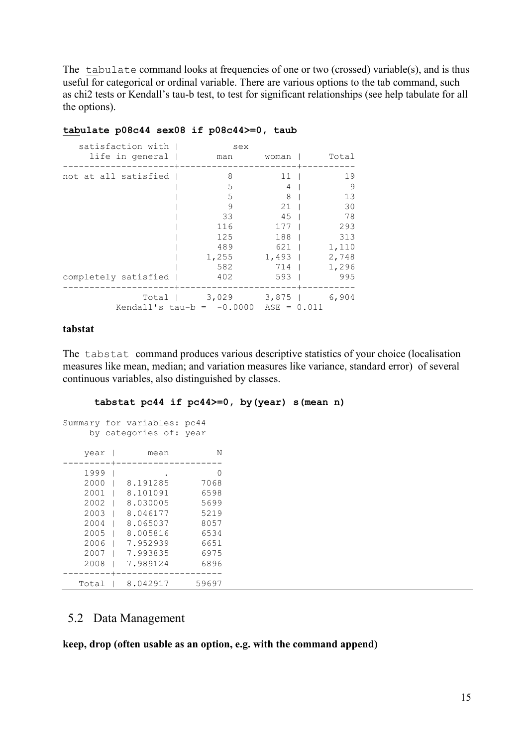The `tabulate` command looks at frequencies of one or two (crossed) variable(s), and is thus useful for categorical or ordinal variable. There are various options to the tab command, such as chi2 tests or Kendall's tau-b test, to test for significant relationships (see help tabulate for all the options).

**tabulate p08c44 sex08 if p08c44>=0, taub**

```
   satisfaction with |          sex
     life in general |       man      woman |     Total
---------------------+----------------------+----------
not at all satisfied |         8         11 |        19 
                     |         5          4 |         9 
                     |         5          8 |        13 
                     |         9         21 |        30 
                     |        33         45 |        78 
                     |       116        177 |       293 
                     |       125        188 |       313 
                     |       489        621 |     1,110 
                     |     1,255      1,493 |     2,748 
                     |       582        714 |     1,296 
completely satisfied |       402        593 |       995 
---------------------+----------------------+----------
               Total |     3,029      3,875 |     6,904 
          Kendall's tau-b =  -0.0000  ASE = 0.011
```

**tabstat**

The `tabstat` command produces various descriptive statistics of your choice (localisation measures like mean, median; and variation measures like variance, standard error) of several continuous variables, also distinguished by classes.

**tabstat pc44 if pc44>=0, by(year) s(mean n)**

```
Summary for variables: pc44
     by categories of: year 

    year |      mean         N
---------+--------------------
    1999 |         .         0
    2000 |  8.191285      7068
    2001 |  8.101091      6598
    2002 |  8.030005      5699
    2003 |  8.046177      5219
    2004 |  8.065037      8057
    2005 |  8.005816      6534
    2006 |  7.952939      6651
    2007 |  7.993835      6975
    2008 |  7.989124      6896
---------+--------------------
   Total |  8.042917     59697
```

## 5.2 Data Management

**keep, drop (often usable as an option, e.g. with the command append)**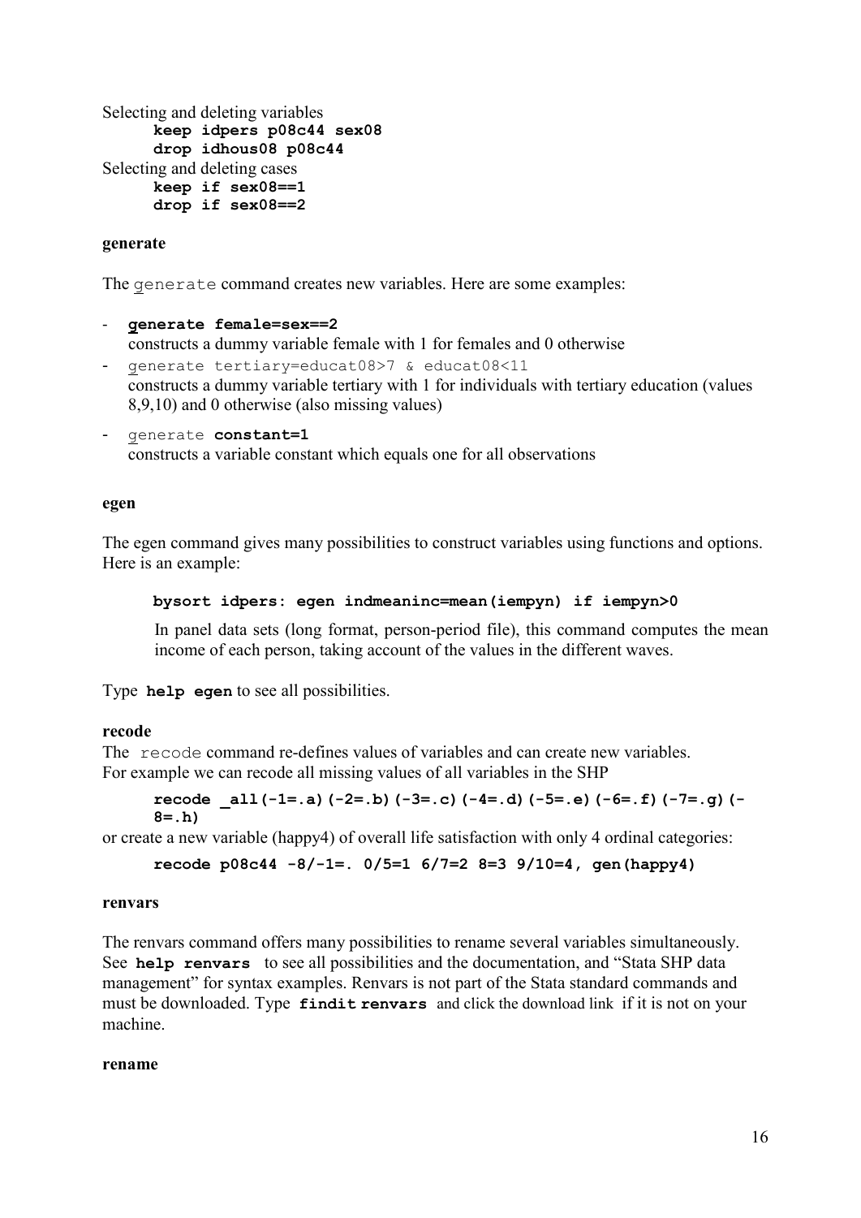Selecting and deleting variables

```
keep idpers p08c44 sex08
drop idhous08 p08c44
```

Selecting and deleting cases

```
keep if sex08==1
drop if sex08==2
```

**generate**

The generate command creates new variables. Here are some examples:

- **generate female=sex==2**
  constructs a dummy variable female with 1 for females and 0 otherwise
- generate tertiary=educat08>7 & educat08<11
  constructs a dummy variable tertiary with 1 for individuals with tertiary education (values 8,9,10) and 0 otherwise (also missing values)
- generate **constant=1**
  constructs a variable constant which equals one for all observations

**egen**

The egen command gives many possibilities to construct variables using functions and options. Here is an example:

```
bysort idpers: egen indmeaninc=mean(iempyn) if iempyn>0
```

In panel data sets (long format, person-period file), this command computes the mean income of each person, taking account of the values in the different waves.

Type **help egen** to see all possibilities.

**recode**

The recode command re-defines values of variables and can create new variables.
For example we can recode all missing values of all variables in the SHP

```
recode _all(-1=.a)(-2=.b)(-3=.c)(-4=.d)(-5=.e)(-6=.f)(-7=.g)(-8=.h)
```

or create a new variable (happy4) of overall life satisfaction with only 4 ordinal categories:

```
recode p08c44 -8/-1=. 0/5=1 6/7=2 8=3 9/10=4, gen(happy4)
```

**renvars**

The renvars command offers many possibilities to rename several variables simultaneously. See **help renvars** to see all possibilities and the documentation, and "Stata SHP data management" for syntax examples. Renvars is not part of the Stata standard commands and must be downloaded. Type **findit renvars** and click the download link if it is not on your machine.

**rename**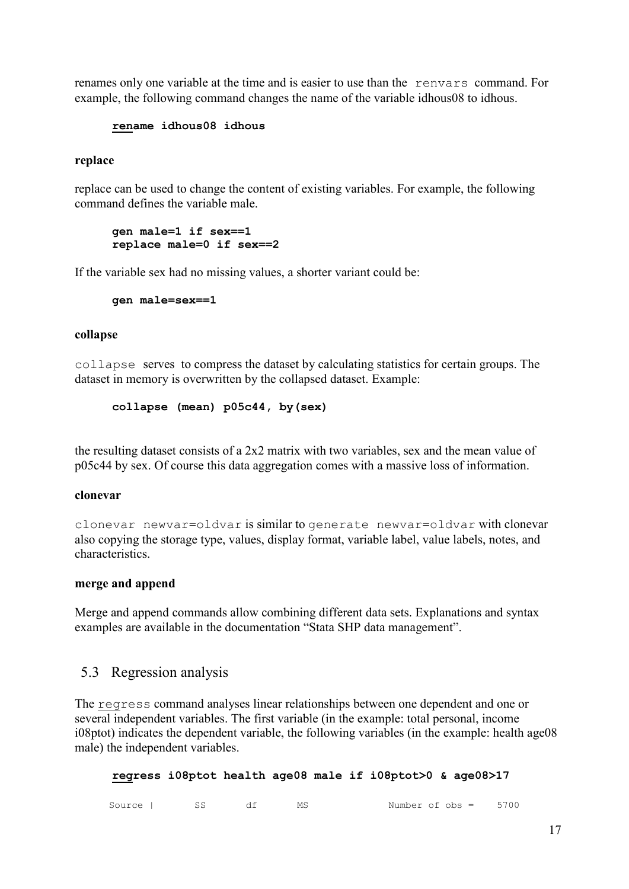renames only one variable at the time and is easier to use than the `renvars` command. For example, the following command changes the name of the variable idhous08 to idhous.

```
rename idhous08 idhous
```

**replace**

replace can be used to change the content of existing variables. For example, the following command defines the variable male.

```
gen male=1 if sex==1
replace male=0 if sex==2
```

If the variable sex had no missing values, a shorter variant could be:

```
gen male=sex==1
```

**collapse**

`collapse` serves to compress the dataset by calculating statistics for certain groups. The dataset in memory is overwritten by the collapsed dataset. Example:

```
collapse (mean) p05c44, by(sex)
```

the resulting dataset consists of a 2x2 matrix with two variables, sex and the mean value of p05c44 by sex. Of course this data aggregation comes with a massive loss of information.

**clonevar**

`clonevar newvar=oldvar` is similar to `generate newvar=oldvar` with clonevar also copying the storage type, values, display format, variable label, value labels, notes, and characteristics.

**merge and append**

Merge and append commands allow combining different data sets. Explanations and syntax examples are available in the documentation "Stata SHP data management".

## 5.3 Regression analysis

The `regress` command analyses linear relationships between one dependent and one or several independent variables. The first variable (in the example: total personal, income i08ptot) indicates the dependent variable, the following variables (in the example: health age08 male) the independent variables.

```
regress i08ptot health age08 male if i08ptot>0 & age08>17
```

```
 Source |       SS       df       MS              Number of obs =    5700
```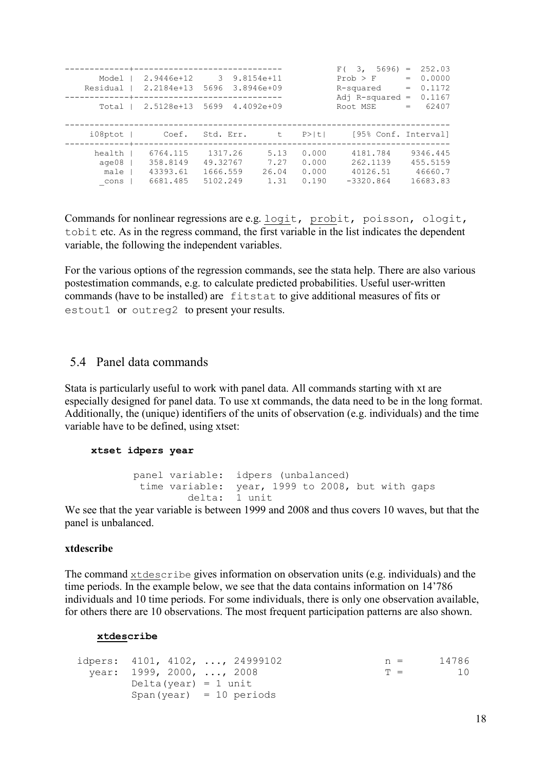```
-------------+------------------------------           F(  3,  5696) =  252.03
       Model |  2.9446e+12     3  9.8154e+11           Prob > F      =  0.0000
    Residual |  2.2184e+13  5696  3.8946e+09           R-squared     =  0.1172
-------------+------------------------------           Adj R-squared =  0.1167
       Total |  2.5128e+13  5699  4.4092e+09           Root MSE      =   62407

------------------------------------------------------------------------------
     i08ptot |      Coef.   Std. Err.      t    P>|t|     [95% Conf. Interval]
-------------+----------------------------------------------------------------
      health |   6764.115    1317.26     5.13   0.000     4181.784    9346.445
       age08 |   358.8149   49.32767     7.27   0.000     262.1139    455.5159
        male |   43393.61   1666.559    26.04   0.000     40126.51     46660.7
       _cons |   6681.485   5102.249     1.31   0.190    -3320.864    16683.83
```

Commands for nonlinear regressions are e.g. `logit`, `probit`, `poisson`, `ologit`, `tobit` etc. As in the regress command, the first variable in the list indicates the dependent variable, the following the independent variables.

For the various options of the regression commands, see the stata help. There are also various postestimation commands, e.g. to calculate predicted probabilities. Useful user-written commands (have to be installed) are `fitstat` to give additional measures of fits or `estout1` or `outreg2` to present your results.

## 5.4 Panel data commands

Stata is particularly useful to work with panel data. All commands starting with xt are especially designed for panel data. To use xt commands, the data need to be in the long format. Additionally, the (unique) identifiers of the units of observation (e.g. individuals) and the time variable have to be defined, using xtset:

```
xtset idpers year

        panel variable:  idpers (unbalanced)
         time variable:  year, 1999 to 2008, but with gaps
                 delta:  1 unit
```

We see that the year variable is between 1999 and 2008 and thus covers 10 waves, but that the panel is unbalanced.

**xtdescribe**

The command `xtdescribe` gives information on observation units (e.g. individuals) and the time periods. In the example below, we see that the data contains information on 14'786 individuals and 10 time periods. For some individuals, there is only one observation available, for others there are 10 observations. The most frequent participation patterns are also shown.

```
xtdescribe

 idpers:  4101, 4102, ..., 24999102                       n =      14786
   year:  1999, 2000, ..., 2008                           T =         10
          Delta(year) = 1 unit
          Span(year)  = 10 periods
```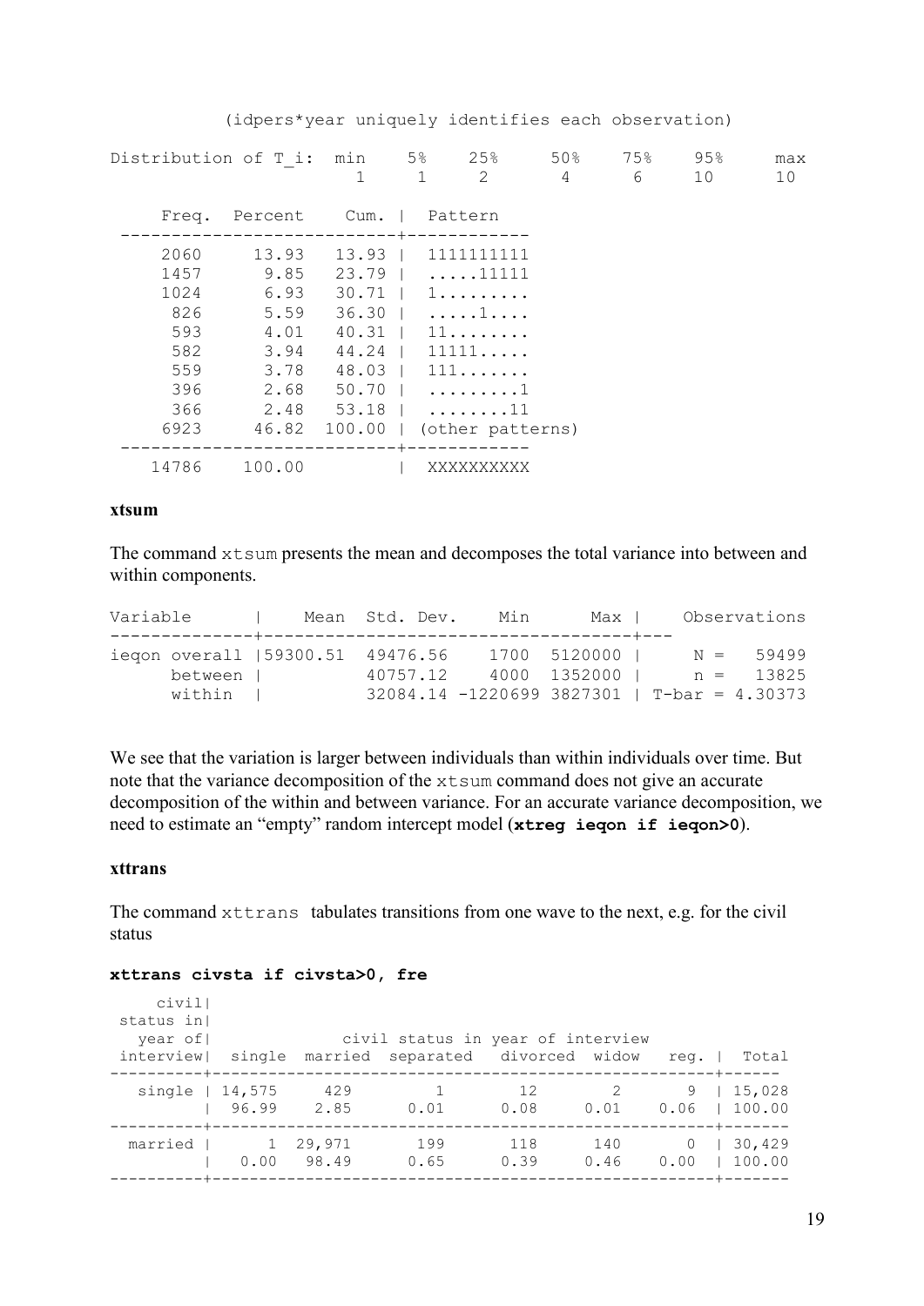```
         (idpers*year uniquely identifies each observation)

Distribution of T_i:  min    5%    25%     50%    75%    95%     max
                        1     1     2       4      6     10      10

     Freq.  Percent    Cum. |  Pattern
 ---------------------------+------------
     2060     13.93   13.93 |  1111111111
     1457      9.85   23.79 |  .....11111
     1024      6.93   30.71 |  1.........
      826      5.59   36.30 |  .....1....
      593      4.01   40.31 |  11........
      582      3.94   44.24 |  11111.....
      559      3.78   48.03 |  111.......
      396      2.68   50.70 |  .........1
      366      2.48   53.18 |  ........11
     6923     46.82  100.00 | (other patterns)
 ---------------------------+------------
    14786    100.00         |  XXXXXXXXXX
```

**xtsum**

The command `xtsum` presents the mean and decomposes the total variance into between and within components.

```
Variable      |     Mean  Std. Dev.    Min      Max |    Observations
--------------+-------------------------------------+---
ieqon overall |59300.51  49476.56     1700  5120000 |     N =   59499
      between |          40757.12     4000  1352000 |     n =   13825
      within  |          32084.14 -1220699 3827301 | T-bar = 4.30373
```

We see that the variation is larger between individuals than within individuals over time. But note that the variance decomposition of the `xtsum` command does not give an accurate decomposition of the within and between variance. For an accurate variance decomposition, we need to estimate an "empty" random intercept model (**`xtreg ieqon if ieqon>0`**).

**xttrans**

The command `xttrans` tabulates transitions from one wave to the next, e.g. for the civil status

**`xttrans civsta if civsta>0, fre`**

```
    civil|
 status in|
   year of|              civil status in year of interview
 interview|  single  married  separated   divorced  widow    reg. |  Total
----------+-------------------------------------------------------+-------
   single | 14,575     429         1         12        2        9 | 15,028
          |  96.99    2.85      0.01       0.08     0.01     0.06 | 100.00
----------+-------------------------------------------------------+-------
  married |      1  29,971       199        118      140        0 | 30,429
          |   0.00   98.49      0.65       0.39     0.46     0.00 | 100.00
----------+-------------------------------------------------------+-------
```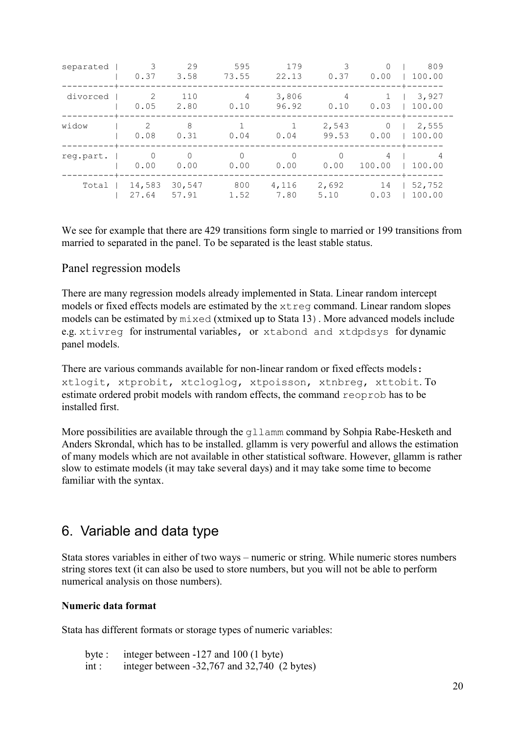```
separated |         3         29        595        179          3          0 |       809 
          |      0.37       3.58      73.55      22.13       0.37       0.00 |    100.00 
----------+------------------------------------------------------------------+----------
 divorced |         2        110          4      3,806          4          1 |     3,927 
          |      0.05       2.80       0.10      96.92       0.10       0.03 |    100.00 
----------+------------------------------------------------------------------+----------
    widow |         2          8          1          1      2,543          0 |     2,555 
          |      0.08       0.31       0.04       0.04      99.53       0.00 |    100.00 
----------+------------------------------------------------------------------+----------
reg.part. |         0          0          0          0          0          4 |         4 
          |      0.00       0.00       0.00       0.00       0.00     100.00 |    100.00 
----------+------------------------------------------------------------------+----------
    Total |    14,583     30,547        800      4,116      2,692         14 |    52,752 
          |     27.64      57.91       1.52       7.80       5.10       0.03 |    100.00 
```

We see for example that there are 429 transitions form single to married or 199 transitions from married to separated in the panel. To be separated is the least stable status.

## Panel regression models

There are many regression models already implemented in Stata. Linear random intercept models or fixed effects models are estimated by the `xtreg` command. Linear random slopes models can be estimated by `mixed` (xtmixed up to Stata 13) . More advanced models include e.g. `xtivreg` for instrumental variables, or `xtabond and xtdpdsys` for dynamic panel models.

There are various commands available for non-linear random or fixed effects models: `xtlogit, xtprobit, xtcloglog, xtpoisson, xtnbreg, xttobit`. To estimate ordered probit models with random effects, the command `reoprob` has to be installed first.

More possibilities are available through the `gllamm` command by Sohpia Rabe-Hesketh and Anders Skrondal, which has to be installed. gllamm is very powerful and allows the estimation of many models which are not available in other statistical software. However, gllamm is rather slow to estimate models (it may take several days) and it may take some time to become familiar with the syntax.

# 6. Variable and data type

Stata stores variables in either of two ways – numeric or string. While numeric stores numbers string stores text (it can also be used to store numbers, but you will not be able to perform numerical analysis on those numbers).

**Numeric data format**

Stata has different formats or storage types of numeric variables:

byte : integer between -127 and 100 (1 byte)
int : integer between -32,767 and 32,740 (2 bytes)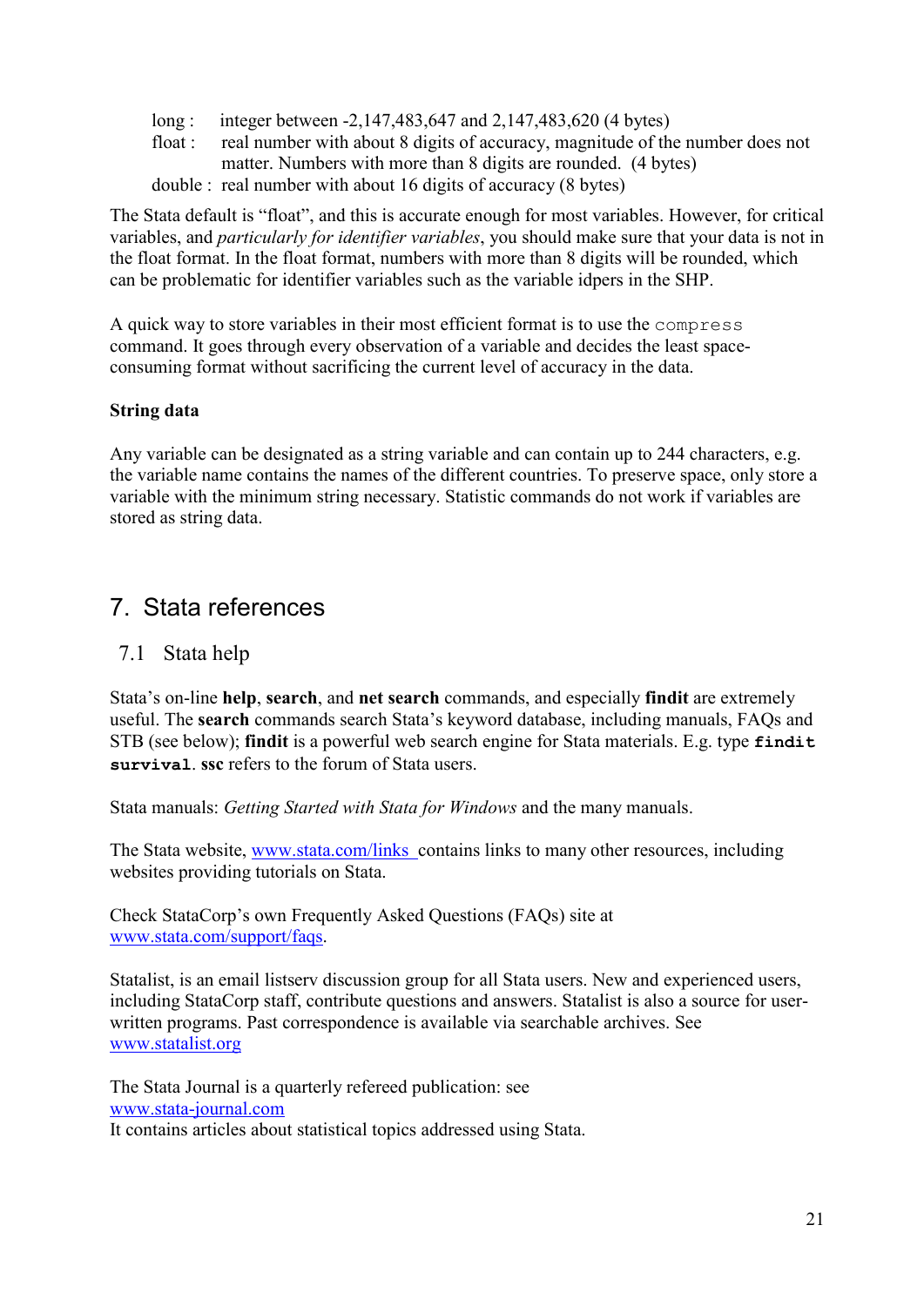long : integer between -2,147,483,647 and 2,147,483,620 (4 bytes)
float : real number with about 8 digits of accuracy, magnitude of the number does not matter. Numbers with more than 8 digits are rounded. (4 bytes)
double : real number with about 16 digits of accuracy (8 bytes)

The Stata default is "float", and this is accurate enough for most variables. However, for critical variables, and *particularly for identifier variables*, you should make sure that your data is not in the float format. In the float format, numbers with more than 8 digits will be rounded, which can be problematic for identifier variables such as the variable idpers in the SHP.

A quick way to store variables in their most efficient format is to use the `compress` command. It goes through every observation of a variable and decides the least space-consuming format without sacrificing the current level of accuracy in the data.

**String data**

Any variable can be designated as a string variable and can contain up to 244 characters, e.g. the variable name contains the names of the different countries. To preserve space, only store a variable with the minimum string necessary. Statistic commands do not work if variables are stored as string data.

# 7. Stata references

## 7.1 Stata help

Stata's on-line **help**, **search**, and **net search** commands, and especially **findit** are extremely useful. The **search** commands search Stata's keyword database, including manuals, FAQs and STB (see below); **findit** is a powerful web search engine for Stata materials. E.g. type **`findit survival`**. **ssc** refers to the forum of Stata users.

Stata manuals: *Getting Started with Stata for Windows* and the many manuals.

The Stata website, www.stata.com/links contains links to many other resources, including websites providing tutorials on Stata.

Check StataCorp's own Frequently Asked Questions (FAQs) site at www.stata.com/support/faqs.

Statalist, is an email listserv discussion group for all Stata users. New and experienced users, including StataCorp staff, contribute questions and answers. Statalist is also a source for user-written programs. Past correspondence is available via searchable archives. See www.statalist.org

The Stata Journal is a quarterly refereed publication: see www.stata-journal.com
It contains articles about statistical topics addressed using Stata.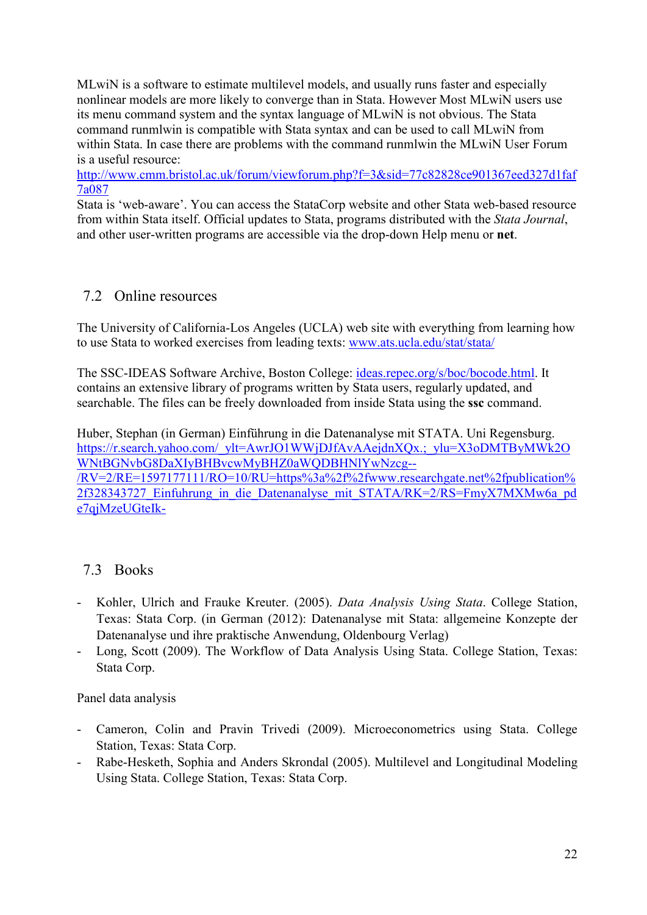MLwiN is a software to estimate multilevel models, and usually runs faster and especially nonlinear models are more likely to converge than in Stata. However Most MLwiN users use its menu command system and the syntax language of MLwiN is not obvious. The Stata command runmlwin is compatible with Stata syntax and can be used to call MLwiN from within Stata. In case there are problems with the command runmlwin the MLwiN User Forum is a useful resource:
http://www.cmm.bristol.ac.uk/forum/viewforum.php?f=3&sid=77c82828ce901367eed327d1faf7a087
Stata is 'web-aware'. You can access the StataCorp website and other Stata web-based resource from within Stata itself. Official updates to Stata, programs distributed with the *Stata Journal*, and other user-written programs are accessible via the drop-down Help menu or **net**.

## 7.2 Online resources

The University of California-Los Angeles (UCLA) web site with everything from learning how to use Stata to worked exercises from leading texts: www.ats.ucla.edu/stat/stata/

The SSC-IDEAS Software Archive, Boston College: ideas.repec.org/s/boc/bocode.html. It contains an extensive library of programs written by Stata users, regularly updated, and searchable. The files can be freely downloaded from inside Stata using the **ssc** command.

Huber, Stephan (in German) Einführung in die Datenanalyse mit STATA. Uni Regensburg. https://r.search.yahoo.com/_ylt=AwrJO1WWjDJfAvAAejdnXQx.;_ylu=X3oDMTByMWk2OWNtBGNvbG8DaXIyBHBvcwMyBHZ0aWQDBHNlYwNzcg--/RV=2/RE=1597177111/RO=10/RU=https%3a%2f%2fwww.researchgate.net%2fpublication%2f328343727_Einfuhrung_in_die_Datenanalyse_mit_STATA/RK=2/RS=FmyX7MXMw6a_pde7qjMzeUGteIk-

## 7.3 Books

- Kohler, Ulrich and Frauke Kreuter. (2005). *Data Analysis Using Stata*. College Station, Texas: Stata Corp. (in German (2012): Datenanalyse mit Stata: allgemeine Konzepte der Datenanalyse und ihre praktische Anwendung, Oldenbourg Verlag)
- Long, Scott (2009). The Workflow of Data Analysis Using Stata. College Station, Texas: Stata Corp.

Panel data analysis

- Cameron, Colin and Pravin Trivedi (2009). Microeconometrics using Stata. College Station, Texas: Stata Corp.
- Rabe-Hesketh, Sophia and Anders Skrondal (2005). Multilevel and Longitudinal Modeling Using Stata. College Station, Texas: Stata Corp.